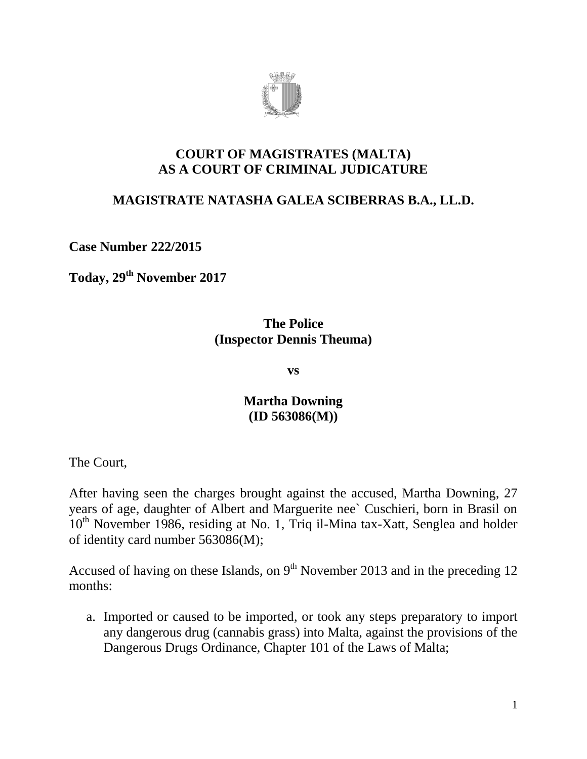**COURT OF MAGISTRATES (MALTA)**
**AS A COURT OF CRIMINAL JUDICATURE**

**MAGISTRATE NATASHA GALEA SCIBERRAS B.A., LL.D.**

**Case Number 222/2015**

**Today, 29th November 2017**

**The Police**
**(Inspector Dennis Theuma)**

**vs**

**Martha Downing**
**(ID 563086(M))**

The Court,

After having seen the charges brought against the accused, Martha Downing, 27 years of age, daughter of Albert and Marguerite nee` Cuschieri, born in Brasil on 10th November 1986, residing at No. 1, Triq il-Mina tax-Xatt, Senglea and holder of identity card number 563086(M);

Accused of having on these Islands, on 9th November 2013 and in the preceding 12 months:

a. Imported or caused to be imported, or took any steps preparatory to import any dangerous drug (cannabis grass) into Malta, against the provisions of the Dangerous Drugs Ordinance, Chapter 101 of the Laws of Malta;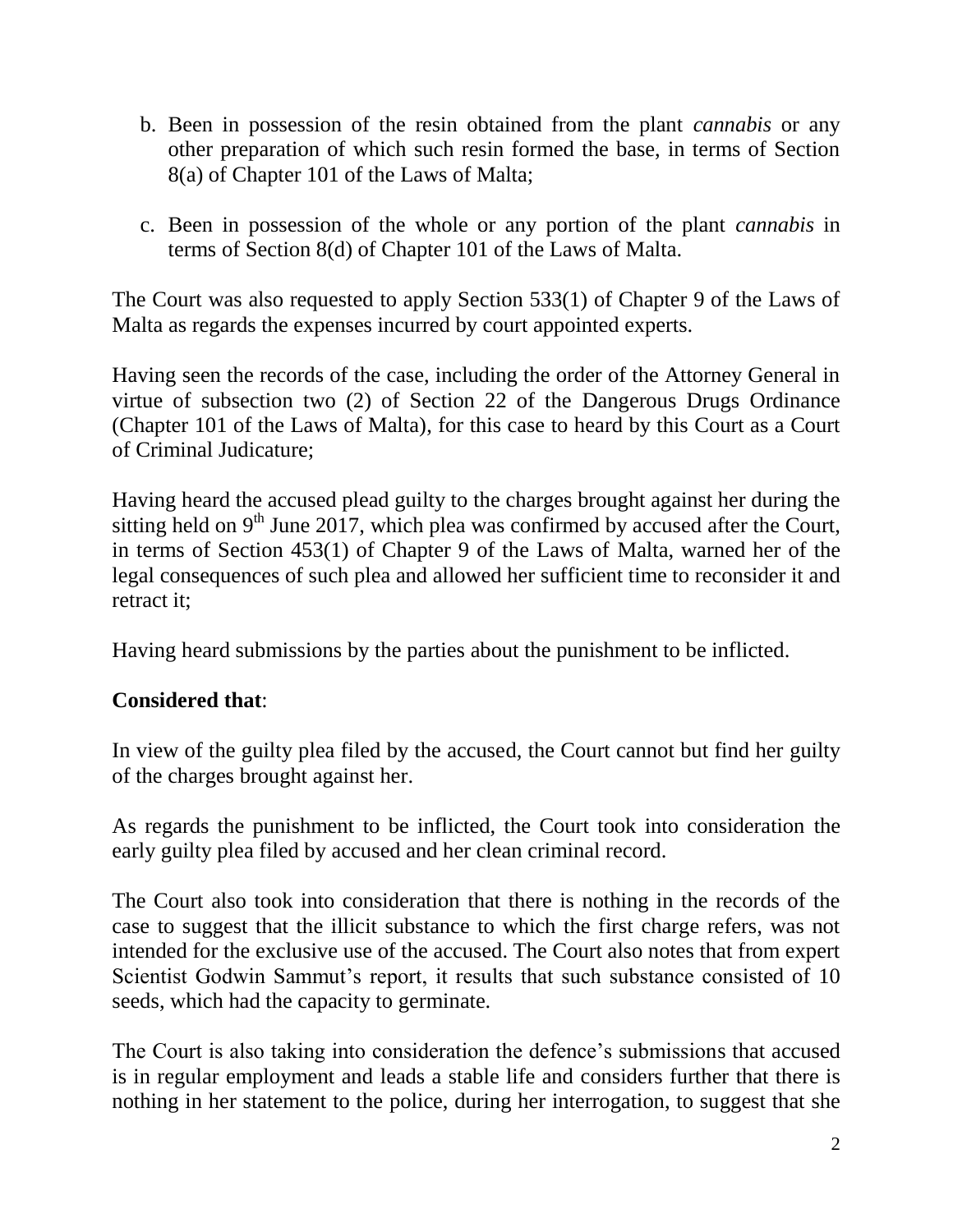b. Been in possession of the resin obtained from the plant *cannabis* or any other preparation of which such resin formed the base, in terms of Section 8(a) of Chapter 101 of the Laws of Malta;

c. Been in possession of the whole or any portion of the plant *cannabis* in terms of Section 8(d) of Chapter 101 of the Laws of Malta.

The Court was also requested to apply Section 533(1) of Chapter 9 of the Laws of Malta as regards the expenses incurred by court appointed experts.

Having seen the records of the case, including the order of the Attorney General in virtue of subsection two (2) of Section 22 of the Dangerous Drugs Ordinance (Chapter 101 of the Laws of Malta), for this case to heard by this Court as a Court of Criminal Judicature;

Having heard the accused plead guilty to the charges brought against her during the sitting held on 9th June 2017, which plea was confirmed by accused after the Court, in terms of Section 453(1) of Chapter 9 of the Laws of Malta, warned her of the legal consequences of such plea and allowed her sufficient time to reconsider it and retract it;

Having heard submissions by the parties about the punishment to be inflicted.

**Considered that**:

In view of the guilty plea filed by the accused, the Court cannot but find her guilty of the charges brought against her.

As regards the punishment to be inflicted, the Court took into consideration the early guilty plea filed by accused and her clean criminal record.

The Court also took into consideration that there is nothing in the records of the case to suggest that the illicit substance to which the first charge refers, was not intended for the exclusive use of the accused. The Court also notes that from expert Scientist Godwin Sammut's report, it results that such substance consisted of 10 seeds, which had the capacity to germinate.

The Court is also taking into consideration the defence's submissions that accused is in regular employment and leads a stable life and considers further that there is nothing in her statement to the police, during her interrogation, to suggest that she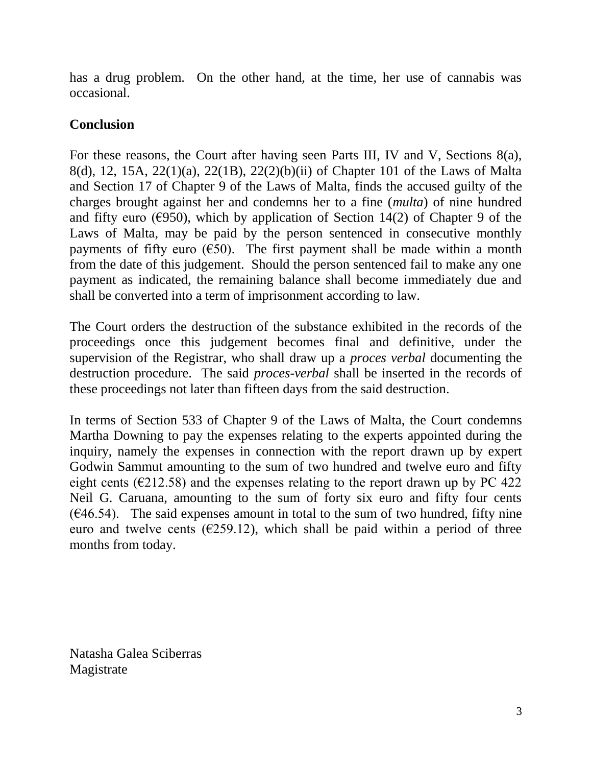has a drug problem. On the other hand, at the time, her use of cannabis was occasional.

## Conclusion

For these reasons, the Court after having seen Parts III, IV and V, Sections 8(a), 8(d), 12, 15A, 22(1)(a), 22(1B), 22(2)(b)(ii) of Chapter 101 of the Laws of Malta and Section 17 of Chapter 9 of the Laws of Malta, finds the accused guilty of the charges brought against her and condemns her to a fine (*multa*) of nine hundred and fifty euro (€950), which by application of Section 14(2) of Chapter 9 of the Laws of Malta, may be paid by the person sentenced in consecutive monthly payments of fifty euro (€50). The first payment shall be made within a month from the date of this judgement. Should the person sentenced fail to make any one payment as indicated, the remaining balance shall become immediately due and shall be converted into a term of imprisonment according to law.

The Court orders the destruction of the substance exhibited in the records of the proceedings once this judgement becomes final and definitive, under the supervision of the Registrar, who shall draw up a *proces verbal* documenting the destruction procedure. The said *proces-verbal* shall be inserted in the records of these proceedings not later than fifteen days from the said destruction.

In terms of Section 533 of Chapter 9 of the Laws of Malta, the Court condemns Martha Downing to pay the expenses relating to the experts appointed during the inquiry, namely the expenses in connection with the report drawn up by expert Godwin Sammut amounting to the sum of two hundred and twelve euro and fifty eight cents (€212.58) and the expenses relating to the report drawn up by PC 422 Neil G. Caruana, amounting to the sum of forty six euro and fifty four cents (€46.54). The said expenses amount in total to the sum of two hundred, fifty nine euro and twelve cents (€259.12), which shall be paid within a period of three months from today.

Natasha Galea Sciberras
Magistrate